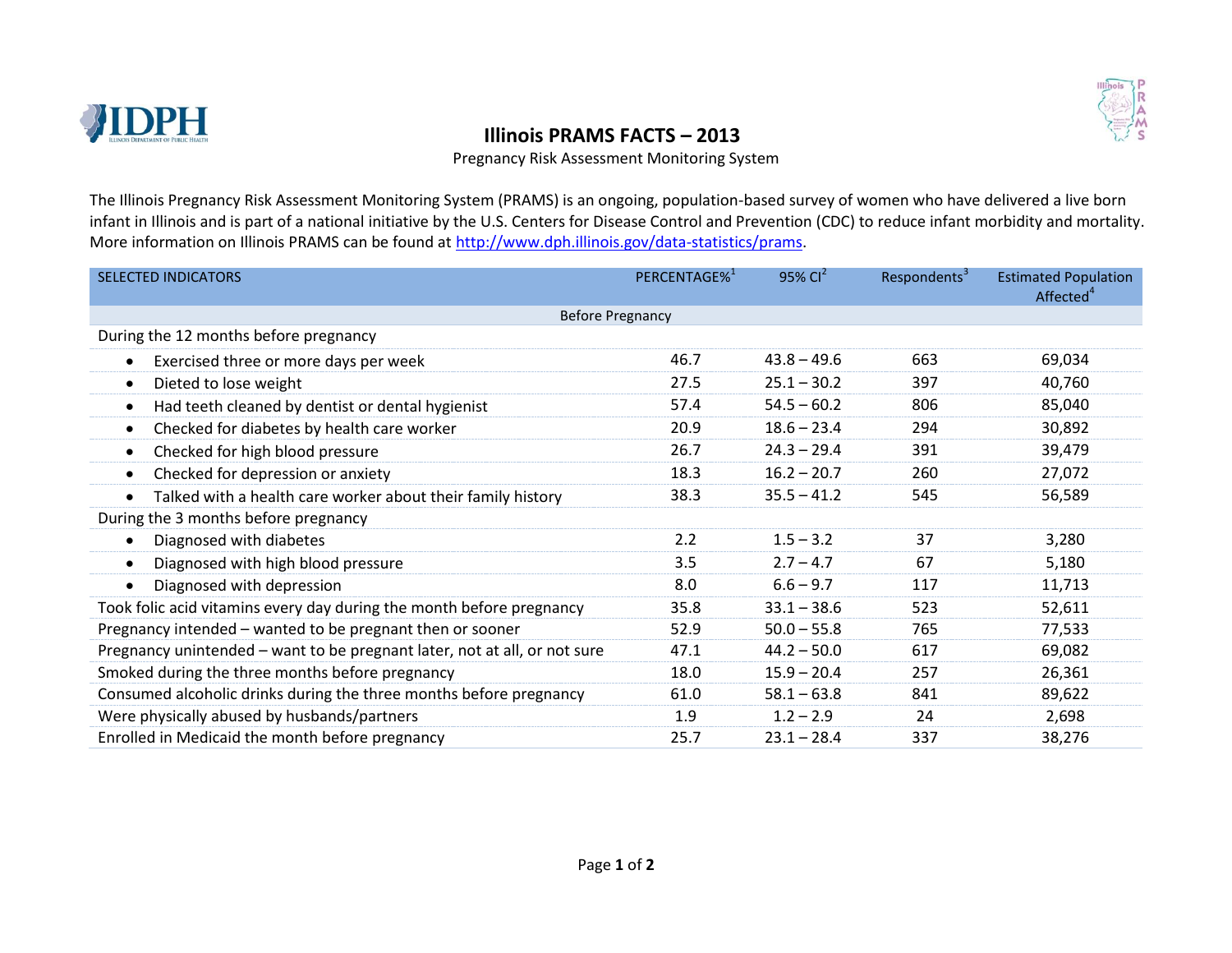# Illinois PRAMS FACTS – 2013

Pregnancy Risk Assessment Monitoring System

The Illinois Pregnancy Risk Assessment Monitoring System (PRAMS) is an ongoing, population-based survey of women who have delivered a live born infant in Illinois and is part of a national initiative by the U.S. Centers for Disease Control and Prevention (CDC) to reduce infant morbidity and mortality. More information on Illinois PRAMS can be found at http://www.dph.illinois.gov/data-statistics/prams.

| SELECTED INDICATORS | PERCENTAGE%[1] | 95% CI[2] | Respondents[3] | Estimated Population Affected[4] |
|---|---|---|---|---|
| **Before Pregnancy** | | | | |
| During the 12 months before pregnancy | | | | |
| • Exercised three or more days per week | 46.7 | 43.8 – 49.6 | 663 | 69,034 |
| • Dieted to lose weight | 27.5 | 25.1 – 30.2 | 397 | 40,760 |
| • Had teeth cleaned by dentist or dental hygienist | 57.4 | 54.5 – 60.2 | 806 | 85,040 |
| • Checked for diabetes by health care worker | 20.9 | 18.6 – 23.4 | 294 | 30,892 |
| • Checked for high blood pressure | 26.7 | 24.3 – 29.4 | 391 | 39,479 |
| • Checked for depression or anxiety | 18.3 | 16.2 – 20.7 | 260 | 27,072 |
| • Talked with a health care worker about their family history | 38.3 | 35.5 – 41.2 | 545 | 56,589 |
| During the 3 months before pregnancy | | | | |
| • Diagnosed with diabetes | 2.2 | 1.5 – 3.2 | 37 | 3,280 |
| • Diagnosed with high blood pressure | 3.5 | 2.7 – 4.7 | 67 | 5,180 |
| • Diagnosed with depression | 8.0 | 6.6 – 9.7 | 117 | 11,713 |
| Took folic acid vitamins every day during the month before pregnancy | 35.8 | 33.1 – 38.6 | 523 | 52,611 |
| Pregnancy intended – wanted to be pregnant then or sooner | 52.9 | 50.0 – 55.8 | 765 | 77,533 |
| Pregnancy unintended – want to be pregnant later, not at all, or not sure | 47.1 | 44.2 – 50.0 | 617 | 69,082 |
| Smoked during the three months before pregnancy | 18.0 | 15.9 – 20.4 | 257 | 26,361 |
| Consumed alcoholic drinks during the three months before pregnancy | 61.0 | 58.1 – 63.8 | 841 | 89,622 |
| Were physically abused by husbands/partners | 1.9 | 1.2 – 2.9 | 24 | 2,698 |
| Enrolled in Medicaid the month before pregnancy | 25.7 | 23.1 – 28.4 | 337 | 38,276 |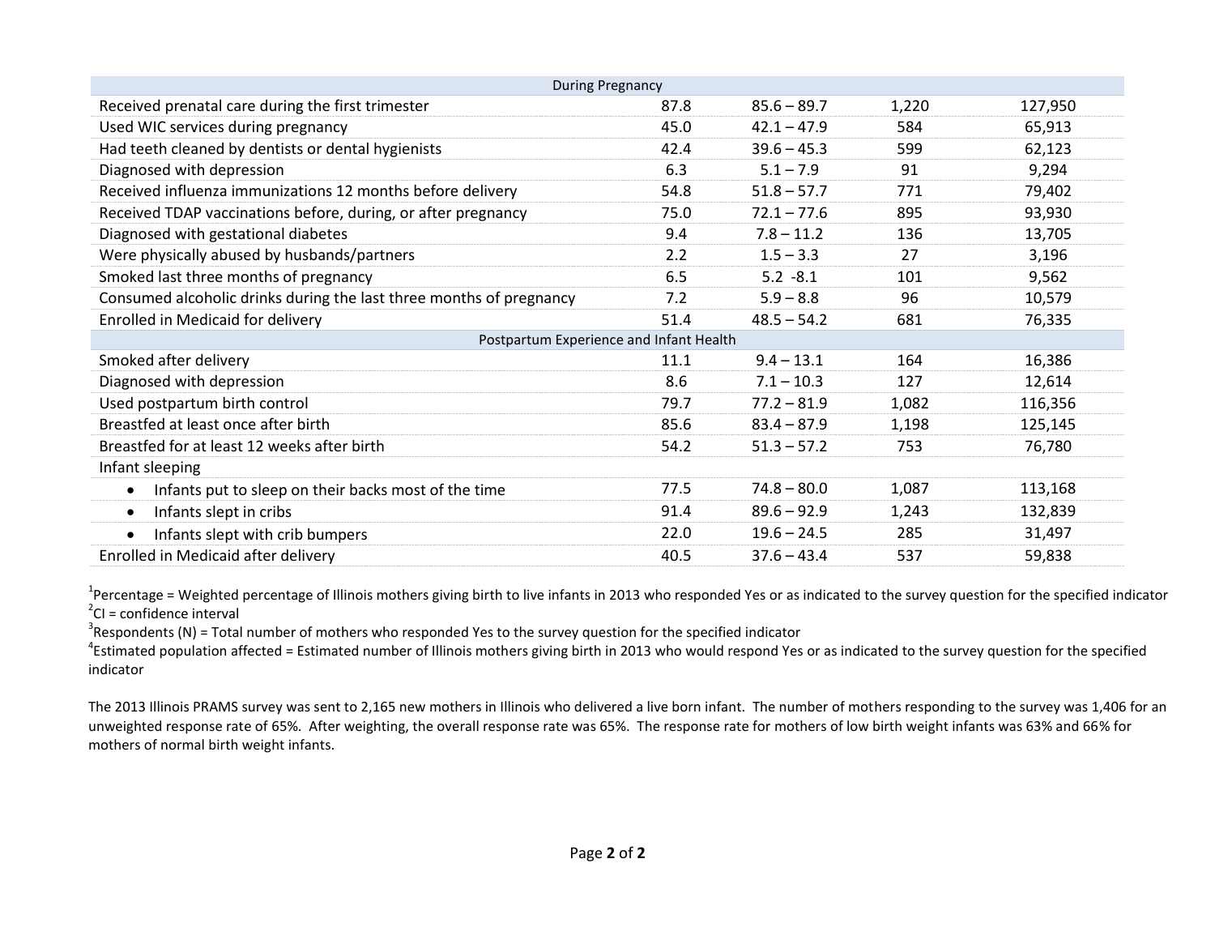| | | | | |
|---|---|---|---|---|
| During Pregnancy | | | | |
| Received prenatal care during the first trimester | 87.8 | 85.6 – 89.7 | 1,220 | 127,950 |
| Used WIC services during pregnancy | 45.0 | 42.1 – 47.9 | 584 | 65,913 |
| Had teeth cleaned by dentists or dental hygienists | 42.4 | 39.6 – 45.3 | 599 | 62,123 |
| Diagnosed with depression | 6.3 | 5.1 – 7.9 | 91 | 9,294 |
| Received influenza immunizations 12 months before delivery | 54.8 | 51.8 – 57.7 | 771 | 79,402 |
| Received TDAP vaccinations before, during, or after pregnancy | 75.0 | 72.1 – 77.6 | 895 | 93,930 |
| Diagnosed with gestational diabetes | 9.4 | 7.8 – 11.2 | 136 | 13,705 |
| Were physically abused by husbands/partners | 2.2 | 1.5 – 3.3 | 27 | 3,196 |
| Smoked last three months of pregnancy | 6.5 | 5.2 -8.1 | 101 | 9,562 |
| Consumed alcoholic drinks during the last three months of pregnancy | 7.2 | 5.9 – 8.8 | 96 | 10,579 |
| Enrolled in Medicaid for delivery | 51.4 | 48.5 – 54.2 | 681 | 76,335 |
| Postpartum Experience and Infant Health | | | | |
| Smoked after delivery | 11.1 | 9.4 – 13.1 | 164 | 16,386 |
| Diagnosed with depression | 8.6 | 7.1 – 10.3 | 127 | 12,614 |
| Used postpartum birth control | 79.7 | 77.2 – 81.9 | 1,082 | 116,356 |
| Breastfed at least once after birth | 85.6 | 83.4 – 87.9 | 1,198 | 125,145 |
| Breastfed for at least 12 weeks after birth | 54.2 | 51.3 – 57.2 | 753 | 76,780 |
| Infant sleeping | | | | |
| • Infants put to sleep on their backs most of the time | 77.5 | 74.8 – 80.0 | 1,087 | 113,168 |
| • Infants slept in cribs | 91.4 | 89.6 – 92.9 | 1,243 | 132,839 |
| • Infants slept with crib bumpers | 22.0 | 19.6 – 24.5 | 285 | 31,497 |
| Enrolled in Medicaid after delivery | 40.5 | 37.6 – 43.4 | 537 | 59,838 |

[1]Percentage = Weighted percentage of Illinois mothers giving birth to live infants in 2013 who responded Yes or as indicated to the survey question for the specified indicator
[2]CI = confidence interval
[3]Respondents (N) = Total number of mothers who responded Yes to the survey question for the specified indicator
[4]Estimated population affected = Estimated number of Illinois mothers giving birth in 2013 who would respond Yes or as indicated to the survey question for the specified indicator

The 2013 Illinois PRAMS survey was sent to 2,165 new mothers in Illinois who delivered a live born infant. The number of mothers responding to the survey was 1,406 for an unweighted response rate of 65%. After weighting, the overall response rate was 65%. The response rate for mothers of low birth weight infants was 63% and 66% for mothers of normal birth weight infants.